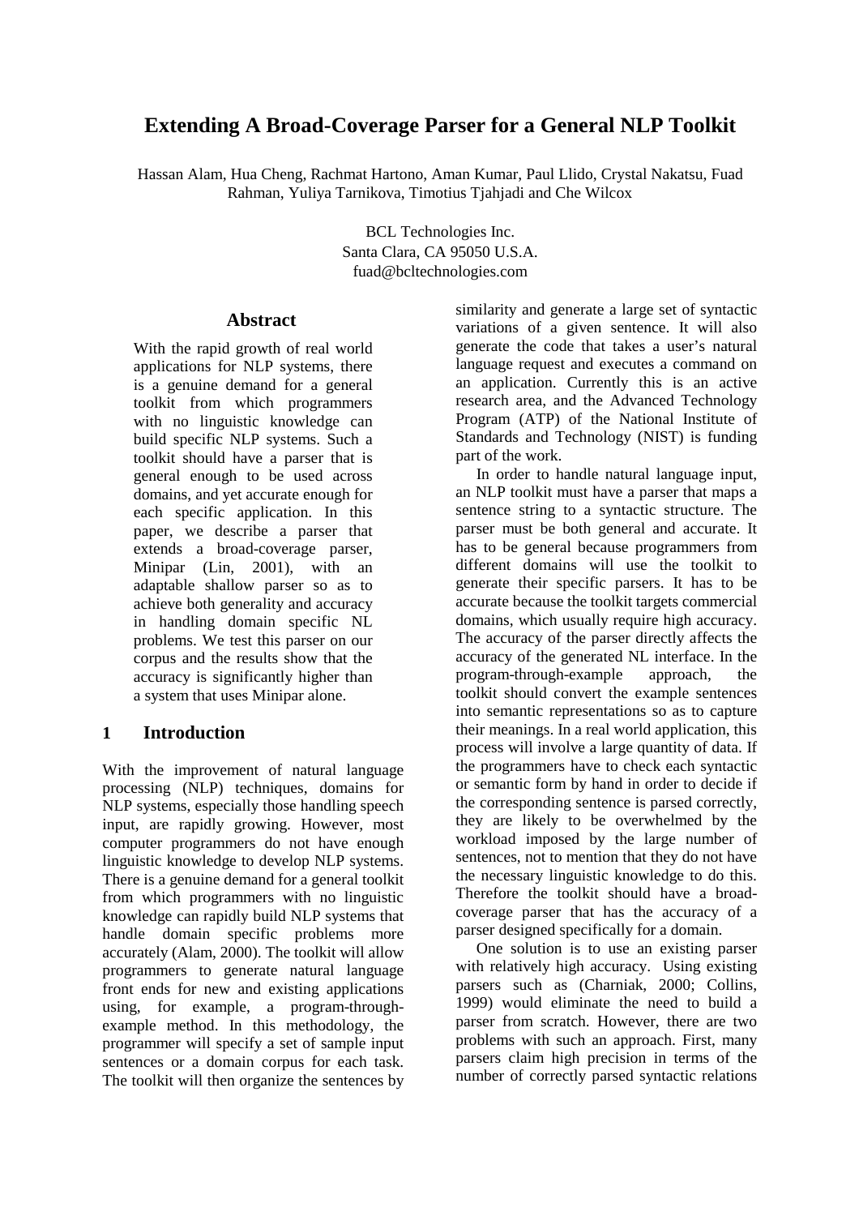# Extending A Broad-Coverage Parser for a General NLP Toolkit

Hassan Alam, Hua Cheng, Rachmat Hartono, Aman Kumar, Paul Llido, Crystal Nakatsu, Fuad Rahman, Yuliya Tarnikova, Timotius Tjahjadi and Che Wilcox

BCL Technologies Inc.
Santa Clara, CA 95050 U.S.A.
fuad@bcltechnologies.com

## Abstract

With the rapid growth of real world applications for NLP systems, there is a genuine demand for a general toolkit from which programmers with no linguistic knowledge can build specific NLP systems. Such a toolkit should have a parser that is general enough to be used across domains, and yet accurate enough for each specific application. In this paper, we describe a parser that extends a broad-coverage parser, Minipar (Lin, 2001), with an adaptable shallow parser so as to achieve both generality and accuracy in handling domain specific NL problems. We test this parser on our corpus and the results show that the accuracy is significantly higher than a system that uses Minipar alone.

## 1 Introduction

With the improvement of natural language processing (NLP) techniques, domains for NLP systems, especially those handling speech input, are rapidly growing. However, most computer programmers do not have enough linguistic knowledge to develop NLP systems. There is a genuine demand for a general toolkit from which programmers with no linguistic knowledge can rapidly build NLP systems that handle domain specific problems more accurately (Alam, 2000). The toolkit will allow programmers to generate natural language front ends for new and existing applications using, for example, a program-through-example method. In this methodology, the programmer will specify a set of sample input sentences or a domain corpus for each task. The toolkit will then organize the sentences by similarity and generate a large set of syntactic variations of a given sentence. It will also generate the code that takes a user's natural language request and executes a command on an application. Currently this is an active research area, and the Advanced Technology Program (ATP) of the National Institute of Standards and Technology (NIST) is funding part of the work.

In order to handle natural language input, an NLP toolkit must have a parser that maps a sentence string to a syntactic structure. The parser must be both general and accurate. It has to be general because programmers from different domains will use the toolkit to generate their specific parsers. It has to be accurate because the toolkit targets commercial domains, which usually require high accuracy. The accuracy of the parser directly affects the accuracy of the generated NL interface. In the program-through-example approach, the toolkit should convert the example sentences into semantic representations so as to capture their meanings. In a real world application, this process will involve a large quantity of data. If the programmers have to check each syntactic or semantic form by hand in order to decide if the corresponding sentence is parsed correctly, they are likely to be overwhelmed by the workload imposed by the large number of sentences, not to mention that they do not have the necessary linguistic knowledge to do this. Therefore the toolkit should have a broad-coverage parser that has the accuracy of a parser designed specifically for a domain.

One solution is to use an existing parser with relatively high accuracy. Using existing parsers such as (Charniak, 2000; Collins, 1999) would eliminate the need to build a parser from scratch. However, there are two problems with such an approach. First, many parsers claim high precision in terms of the number of correctly parsed syntactic relations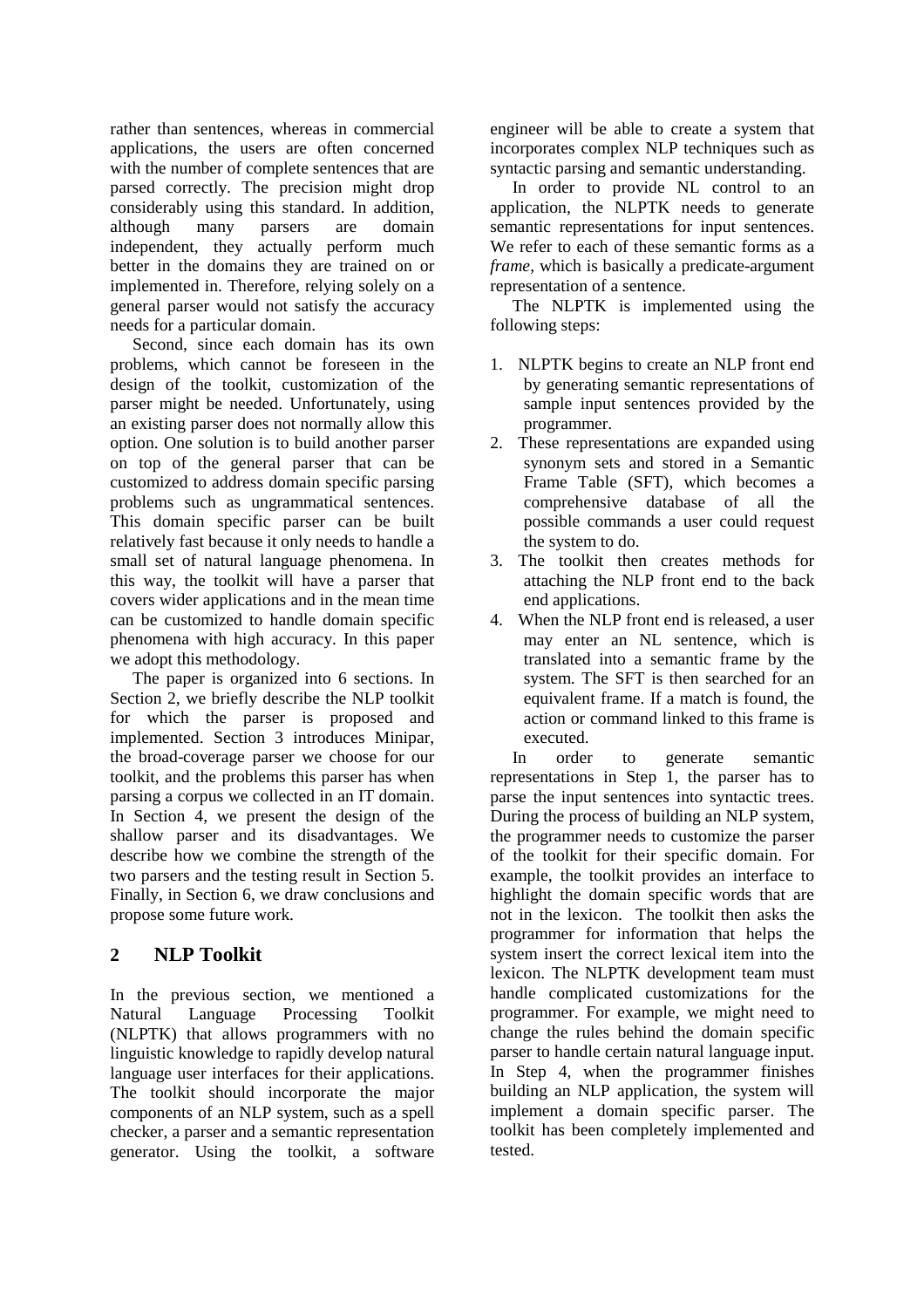rather than sentences, whereas in commercial applications, the users are often concerned with the number of complete sentences that are parsed correctly. The precision might drop considerably using this standard. In addition, although many parsers are domain independent, they actually perform much better in the domains they are trained on or implemented in. Therefore, relying solely on a general parser would not satisfy the accuracy needs for a particular domain.

Second, since each domain has its own problems, which cannot be foreseen in the design of the toolkit, customization of the parser might be needed. Unfortunately, using an existing parser does not normally allow this option. One solution is to build another parser on top of the general parser that can be customized to address domain specific parsing problems such as ungrammatical sentences. This domain specific parser can be built relatively fast because it only needs to handle a small set of natural language phenomena. In this way, the toolkit will have a parser that covers wider applications and in the mean time can be customized to handle domain specific phenomena with high accuracy. In this paper we adopt this methodology.

The paper is organized into 6 sections. In Section 2, we briefly describe the NLP toolkit for which the parser is proposed and implemented. Section 3 introduces Minipar, the broad-coverage parser we choose for our toolkit, and the problems this parser has when parsing a corpus we collected in an IT domain. In Section 4, we present the design of the shallow parser and its disadvantages. We describe how we combine the strength of the two parsers and the testing result in Section 5. Finally, in Section 6, we draw conclusions and propose some future work.

## 2 NLP Toolkit

In the previous section, we mentioned a Natural Language Processing Toolkit (NLPTK) that allows programmers with no linguistic knowledge to rapidly develop natural language user interfaces for their applications. The toolkit should incorporate the major components of an NLP system, such as a spell checker, a parser and a semantic representation generator. Using the toolkit, a software engineer will be able to create a system that incorporates complex NLP techniques such as syntactic parsing and semantic understanding.

In order to provide NL control to an application, the NLPTK needs to generate semantic representations for input sentences. We refer to each of these semantic forms as a *frame*, which is basically a predicate-argument representation of a sentence.

The NLPTK is implemented using the following steps:

1. NLPTK begins to create an NLP front end by generating semantic representations of sample input sentences provided by the programmer.
2. These representations are expanded using synonym sets and stored in a Semantic Frame Table (SFT), which becomes a comprehensive database of all the possible commands a user could request the system to do.
3. The toolkit then creates methods for attaching the NLP front end to the back end applications.
4. When the NLP front end is released, a user may enter an NL sentence, which is translated into a semantic frame by the system. The SFT is then searched for an equivalent frame. If a match is found, the action or command linked to this frame is executed.

In order to generate semantic representations in Step 1, the parser has to parse the input sentences into syntactic trees. During the process of building an NLP system, the programmer needs to customize the parser of the toolkit for their specific domain. For example, the toolkit provides an interface to highlight the domain specific words that are not in the lexicon. The toolkit then asks the programmer for information that helps the system insert the correct lexical item into the lexicon. The NLPTK development team must handle complicated customizations for the programmer. For example, we might need to change the rules behind the domain specific parser to handle certain natural language input. In Step 4, when the programmer finishes building an NLP application, the system will implement a domain specific parser. The toolkit has been completely implemented and tested.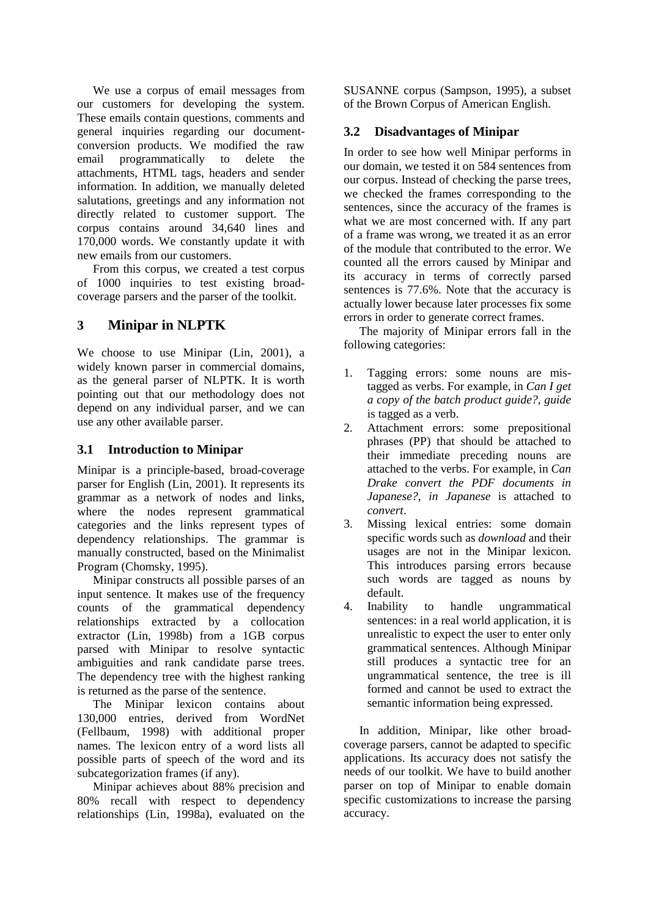We use a corpus of email messages from our customers for developing the system. These emails contain questions, comments and general inquiries regarding our document-conversion products. We modified the raw email programmatically to delete the attachments, HTML tags, headers and sender information. In addition, we manually deleted salutations, greetings and any information not directly related to customer support. The corpus contains around 34,640 lines and 170,000 words. We constantly update it with new emails from our customers.

From this corpus, we created a test corpus of 1000 inquiries to test existing broad-coverage parsers and the parser of the toolkit.

## 3 Minipar in NLPTK

We choose to use Minipar (Lin, 2001), a widely known parser in commercial domains, as the general parser of NLPTK. It is worth pointing out that our methodology does not depend on any individual parser, and we can use any other available parser.

### 3.1 Introduction to Minipar

Minipar is a principle-based, broad-coverage parser for English (Lin, 2001). It represents its grammar as a network of nodes and links, where the nodes represent grammatical categories and the links represent types of dependency relationships. The grammar is manually constructed, based on the Minimalist Program (Chomsky, 1995).

Minipar constructs all possible parses of an input sentence. It makes use of the frequency counts of the grammatical dependency relationships extracted by a collocation extractor (Lin, 1998b) from a 1GB corpus parsed with Minipar to resolve syntactic ambiguities and rank candidate parse trees. The dependency tree with the highest ranking is returned as the parse of the sentence.

The Minipar lexicon contains about 130,000 entries, derived from WordNet (Fellbaum, 1998) with additional proper names. The lexicon entry of a word lists all possible parts of speech of the word and its subcategorization frames (if any).

Minipar achieves about 88% precision and 80% recall with respect to dependency relationships (Lin, 1998a), evaluated on the SUSANNE corpus (Sampson, 1995), a subset of the Brown Corpus of American English.

### 3.2 Disadvantages of Minipar

In order to see how well Minipar performs in our domain, we tested it on 584 sentences from our corpus. Instead of checking the parse trees, we checked the frames corresponding to the sentences, since the accuracy of the frames is what we are most concerned with. If any part of a frame was wrong, we treated it as an error of the module that contributed to the error. We counted all the errors caused by Minipar and its accuracy in terms of correctly parsed sentences is 77.6%. Note that the accuracy is actually lower because later processes fix some errors in order to generate correct frames.

The majority of Minipar errors fall in the following categories:

1. Tagging errors: some nouns are mis-tagged as verbs. For example, in *Can I get a copy of the batch product guide?*, *guide* is tagged as a verb.
2. Attachment errors: some prepositional phrases (PP) that should be attached to their immediate preceding nouns are attached to the verbs. For example, in *Can Drake convert the PDF documents in Japanese?*, *in Japanese* is attached to *convert*.
3. Missing lexical entries: some domain specific words such as *download* and their usages are not in the Minipar lexicon. This introduces parsing errors because such words are tagged as nouns by default.
4. Inability to handle ungrammatical sentences: in a real world application, it is unrealistic to expect the user to enter only grammatical sentences. Although Minipar still produces a syntactic tree for an ungrammatical sentence, the tree is ill formed and cannot be used to extract the semantic information being expressed.

In addition, Minipar, like other broad-coverage parsers, cannot be adapted to specific applications. Its accuracy does not satisfy the needs of our toolkit. We have to build another parser on top of Minipar to enable domain specific customizations to increase the parsing accuracy.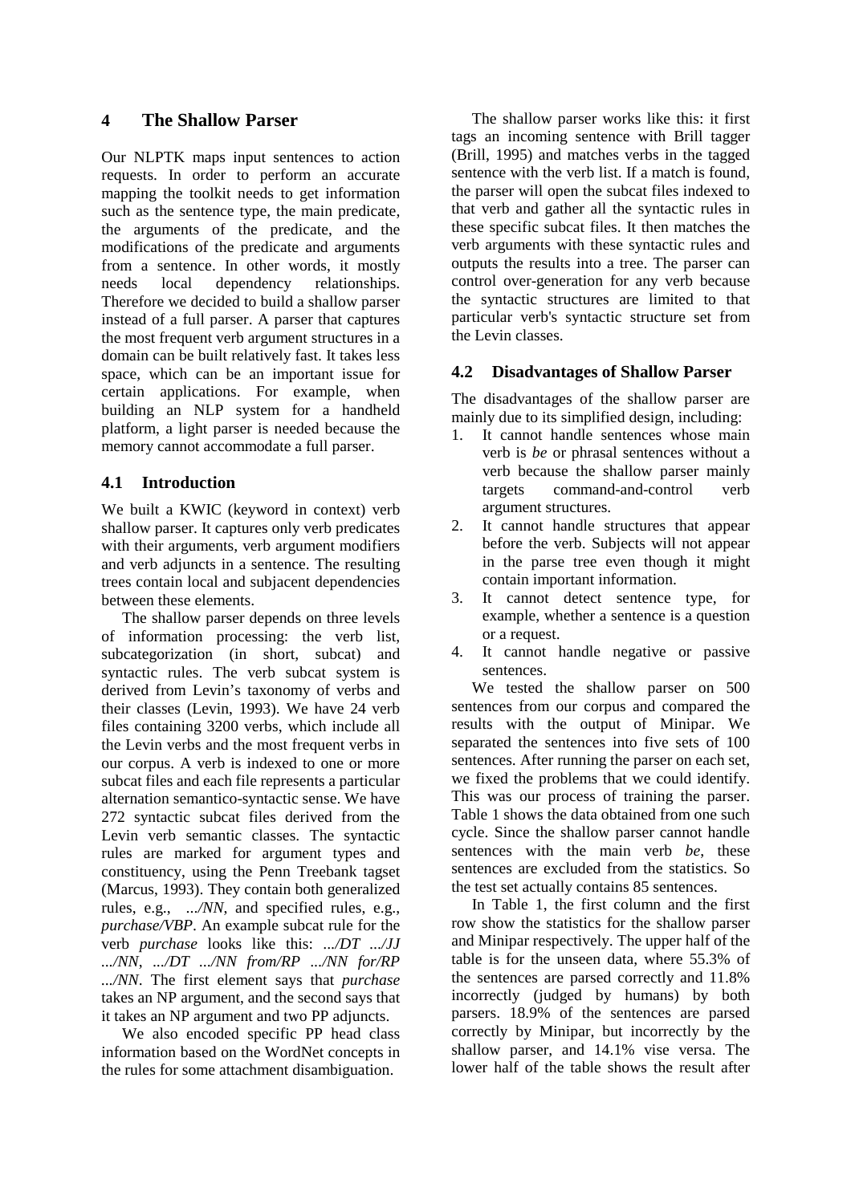## 4 The Shallow Parser

Our NLPTK maps input sentences to action requests. In order to perform an accurate mapping the toolkit needs to get information such as the sentence type, the main predicate, the arguments of the predicate, and the modifications of the predicate and arguments from a sentence. In other words, it mostly needs local dependency relationships. Therefore we decided to build a shallow parser instead of a full parser. A parser that captures the most frequent verb argument structures in a domain can be built relatively fast. It takes less space, which can be an important issue for certain applications. For example, when building an NLP system for a handheld platform, a light parser is needed because the memory cannot accommodate a full parser.

### 4.1 Introduction

We built a KWIC (keyword in context) verb shallow parser. It captures only verb predicates with their arguments, verb argument modifiers and verb adjuncts in a sentence. The resulting trees contain local and subjacent dependencies between these elements.

The shallow parser depends on three levels of information processing: the verb list, subcategorization (in short, subcat) and syntactic rules. The verb subcat system is derived from Levin's taxonomy of verbs and their classes (Levin, 1993). We have 24 verb files containing 3200 verbs, which include all the Levin verbs and the most frequent verbs in our corpus. A verb is indexed to one or more subcat files and each file represents a particular alternation semantico-syntactic sense. We have 272 syntactic subcat files derived from the Levin verb semantic classes. The syntactic rules are marked for argument types and constituency, using the Penn Treebank tagset (Marcus, 1993). They contain both generalized rules, e.g., *.../NN*, and specified rules, e.g., *purchase/VBP*. An example subcat rule for the verb *purchase* looks like this: *.../DT .../JJ .../NN, .../DT .../NN from/RP .../NN for/RP .../NN*. The first element says that *purchase* takes an NP argument, and the second says that it takes an NP argument and two PP adjuncts.

We also encoded specific PP head class information based on the WordNet concepts in the rules for some attachment disambiguation.

The shallow parser works like this: it first tags an incoming sentence with Brill tagger (Brill, 1995) and matches verbs in the tagged sentence with the verb list. If a match is found, the parser will open the subcat files indexed to that verb and gather all the syntactic rules in these specific subcat files. It then matches the verb arguments with these syntactic rules and outputs the results into a tree. The parser can control over-generation for any verb because the syntactic structures are limited to that particular verb's syntactic structure set from the Levin classes.

### 4.2 Disadvantages of Shallow Parser

The disadvantages of the shallow parser are mainly due to its simplified design, including:

1. It cannot handle sentences whose main verb is *be* or phrasal sentences without a verb because the shallow parser mainly targets command-and-control verb argument structures.
2. It cannot handle structures that appear before the verb. Subjects will not appear in the parse tree even though it might contain important information.
3. It cannot detect sentence type, for example, whether a sentence is a question or a request.
4. It cannot handle negative or passive sentences.

We tested the shallow parser on 500 sentences from our corpus and compared the results with the output of Minipar. We separated the sentences into five sets of 100 sentences. After running the parser on each set, we fixed the problems that we could identify. This was our process of training the parser. Table 1 shows the data obtained from one such cycle. Since the shallow parser cannot handle sentences with the main verb *be*, these sentences are excluded from the statistics. So the test set actually contains 85 sentences.

In Table 1, the first column and the first row show the statistics for the shallow parser and Minipar respectively. The upper half of the table is for the unseen data, where 55.3% of the sentences are parsed correctly and 11.8% incorrectly (judged by humans) by both parsers. 18.9% of the sentences are parsed correctly by Minipar, but incorrectly by the shallow parser, and 14.1% vise versa. The lower half of the table shows the result after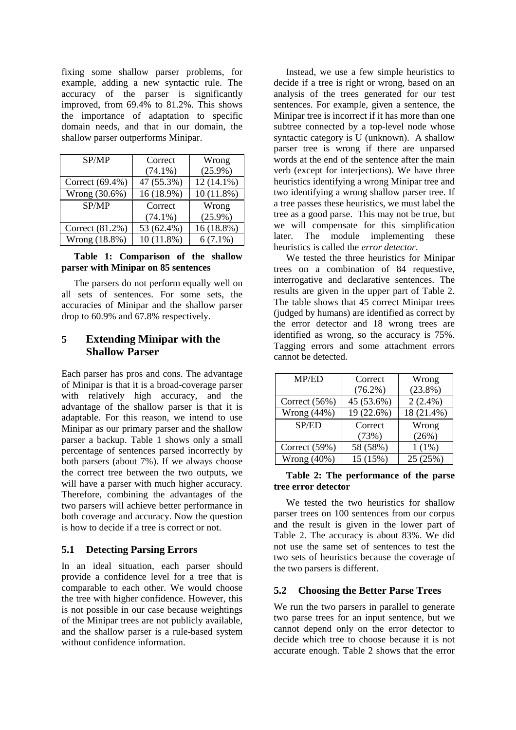fixing some shallow parser problems, for example, adding a new syntactic rule. The accuracy of the parser is significantly improved, from 69.4% to 81.2%. This shows the importance of adaptation to specific domain needs, and that in our domain, the shallow parser outperforms Minipar.

| SP/MP | Correct (74.1%) | Wrong (25.9%) |
|---|---|---|
| Correct (69.4%) | 47 (55.3%) | 12 (14.1%) |
| Wrong (30.6%) | 16 (18.9%) | 10 (11.8%) |
| SP/MP | Correct (74.1%) | Wrong (25.9%) |
| Correct (81.2%) | 53 (62.4%) | 16 (18.8%) |
| Wrong (18.8%) | 10 (11.8%) | 6 (7.1%) |

**Table 1: Comparison of the shallow parser with Minipar on 85 sentences**

The parsers do not perform equally well on all sets of sentences. For some sets, the accuracies of Minipar and the shallow parser drop to 60.9% and 67.8% respectively.

## 5 Extending Minipar with the Shallow Parser

Each parser has pros and cons. The advantage of Minipar is that it is a broad-coverage parser with relatively high accuracy, and the advantage of the shallow parser is that it is adaptable. For this reason, we intend to use Minipar as our primary parser and the shallow parser a backup. Table 1 shows only a small percentage of sentences parsed incorrectly by both parsers (about 7%). If we always choose the correct tree between the two outputs, we will have a parser with much higher accuracy. Therefore, combining the advantages of the two parsers will achieve better performance in both coverage and accuracy. Now the question is how to decide if a tree is correct or not.

### 5.1 Detecting Parsing Errors

In an ideal situation, each parser should provide a confidence level for a tree that is comparable to each other. We would choose the tree with higher confidence. However, this is not possible in our case because weightings of the Minipar trees are not publicly available, and the shallow parser is a rule-based system without confidence information.

Instead, we use a few simple heuristics to decide if a tree is right or wrong, based on an analysis of the trees generated for our test sentences. For example, given a sentence, the Minipar tree is incorrect if it has more than one subtree connected by a top-level node whose syntactic category is U (unknown). A shallow parser tree is wrong if there are unparsed words at the end of the sentence after the main verb (except for interjections). We have three heuristics identifying a wrong Minipar tree and two identifying a wrong shallow parser tree. If a tree passes these heuristics, we must label the tree as a good parse. This may not be true, but we will compensate for this simplification later. The module implementing these heuristics is called the *error detector*.

We tested the three heuristics for Minipar trees on a combination of 84 requestive, interrogative and declarative sentences. The results are given in the upper part of Table 2. The table shows that 45 correct Minipar trees (judged by humans) are identified as correct by the error detector and 18 wrong trees are identified as wrong, so the accuracy is 75%. Tagging errors and some attachment errors cannot be detected.

| MP/ED | Correct (76.2%) | Wrong (23.8%) |
|---|---|---|
| Correct (56%) | 45 (53.6%) | 2 (2.4%) |
| Wrong (44%) | 19 (22.6%) | 18 (21.4%) |
| SP/ED | Correct (73%) | Wrong (26%) |
| Correct (59%) | 58 (58%) | 1 (1%) |
| Wrong (40%) | 15 (15%) | 25 (25%) |

**Table 2: The performance of the parse tree error detector**

We tested the two heuristics for shallow parser trees on 100 sentences from our corpus and the result is given in the lower part of Table 2. The accuracy is about 83%. We did not use the same set of sentences to test the two sets of heuristics because the coverage of the two parsers is different.

### 5.2 Choosing the Better Parse Trees

We run the two parsers in parallel to generate two parse trees for an input sentence, but we cannot depend only on the error detector to decide which tree to choose because it is not accurate enough. Table 2 shows that the error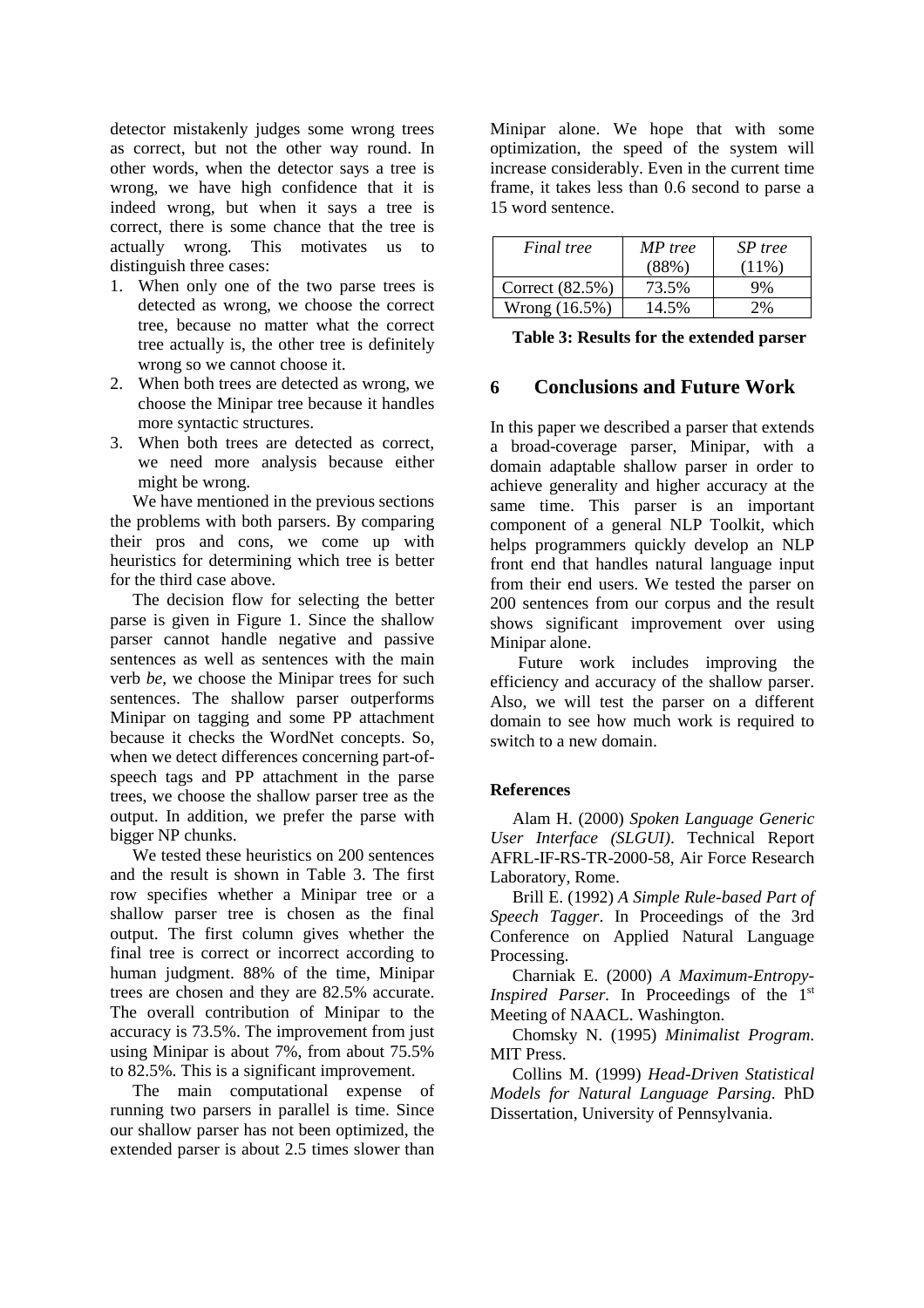detector mistakenly judges some wrong trees as correct, but not the other way round. In other words, when the detector says a tree is wrong, we have high confidence that it is indeed wrong, but when it says a tree is correct, there is some chance that the tree is actually wrong. This motivates us to distinguish three cases:

1. When only one of the two parse trees is detected as wrong, we choose the correct tree, because no matter what the correct tree actually is, the other tree is definitely wrong so we cannot choose it.
2. When both trees are detected as wrong, we choose the Minipar tree because it handles more syntactic structures.
3. When both trees are detected as correct, we need more analysis because either might be wrong.

We have mentioned in the previous sections the problems with both parsers. By comparing their pros and cons, we come up with heuristics for determining which tree is better for the third case above.

The decision flow for selecting the better parse is given in Figure 1. Since the shallow parser cannot handle negative and passive sentences as well as sentences with the main verb *be*, we choose the Minipar trees for such sentences. The shallow parser outperforms Minipar on tagging and some PP attachment because it checks the WordNet concepts. So, when we detect differences concerning part-of-speech tags and PP attachment in the parse trees, we choose the shallow parser tree as the output. In addition, we prefer the parse with bigger NP chunks.

We tested these heuristics on 200 sentences and the result is shown in Table 3. The first row specifies whether a Minipar tree or a shallow parser tree is chosen as the final output. The first column gives whether the final tree is correct or incorrect according to human judgment. 88% of the time, Minipar trees are chosen and they are 82.5% accurate. The overall contribution of Minipar to the accuracy is 73.5%. The improvement from just using Minipar is about 7%, from about 75.5% to 82.5%. This is a significant improvement.

The main computational expense of running two parsers in parallel is time. Since our shallow parser has not been optimized, the extended parser is about 2.5 times slower than Minipar alone. We hope that with some optimization, the speed of the system will increase considerably. Even in the current time frame, it takes less than 0.6 second to parse a 15 word sentence.

| *Final tree* | *MP tree* (88%) | *SP tree* (11%) |
|---|---|---|
| Correct (82.5%) | 73.5% | 9% |
| Wrong (16.5%) | 14.5% | 2% |

**Table 3: Results for the extended parser**

## 6 Conclusions and Future Work

In this paper we described a parser that extends a broad-coverage parser, Minipar, with a domain adaptable shallow parser in order to achieve generality and higher accuracy at the same time. This parser is an important component of a general NLP Toolkit, which helps programmers quickly develop an NLP front end that handles natural language input from their end users. We tested the parser on 200 sentences from our corpus and the result shows significant improvement over using Minipar alone.

Future work includes improving the efficiency and accuracy of the shallow parser. Also, we will test the parser on a different domain to see how much work is required to switch to a new domain.

### References

Alam H. (2000) *Spoken Language Generic User Interface (SLGUI)*. Technical Report AFRL-IF-RS-TR-2000-58, Air Force Research Laboratory, Rome.

Brill E. (1992) *A Simple Rule-based Part of Speech Tagger*. In Proceedings of the 3rd Conference on Applied Natural Language Processing.

Charniak E. (2000) *A Maximum-Entropy-Inspired Parser*. In Proceedings of the 1st Meeting of NAACL. Washington.

Chomsky N. (1995) *Minimalist Program*. MIT Press.

Collins M. (1999) *Head-Driven Statistical Models for Natural Language Parsing*. PhD Dissertation, University of Pennsylvania.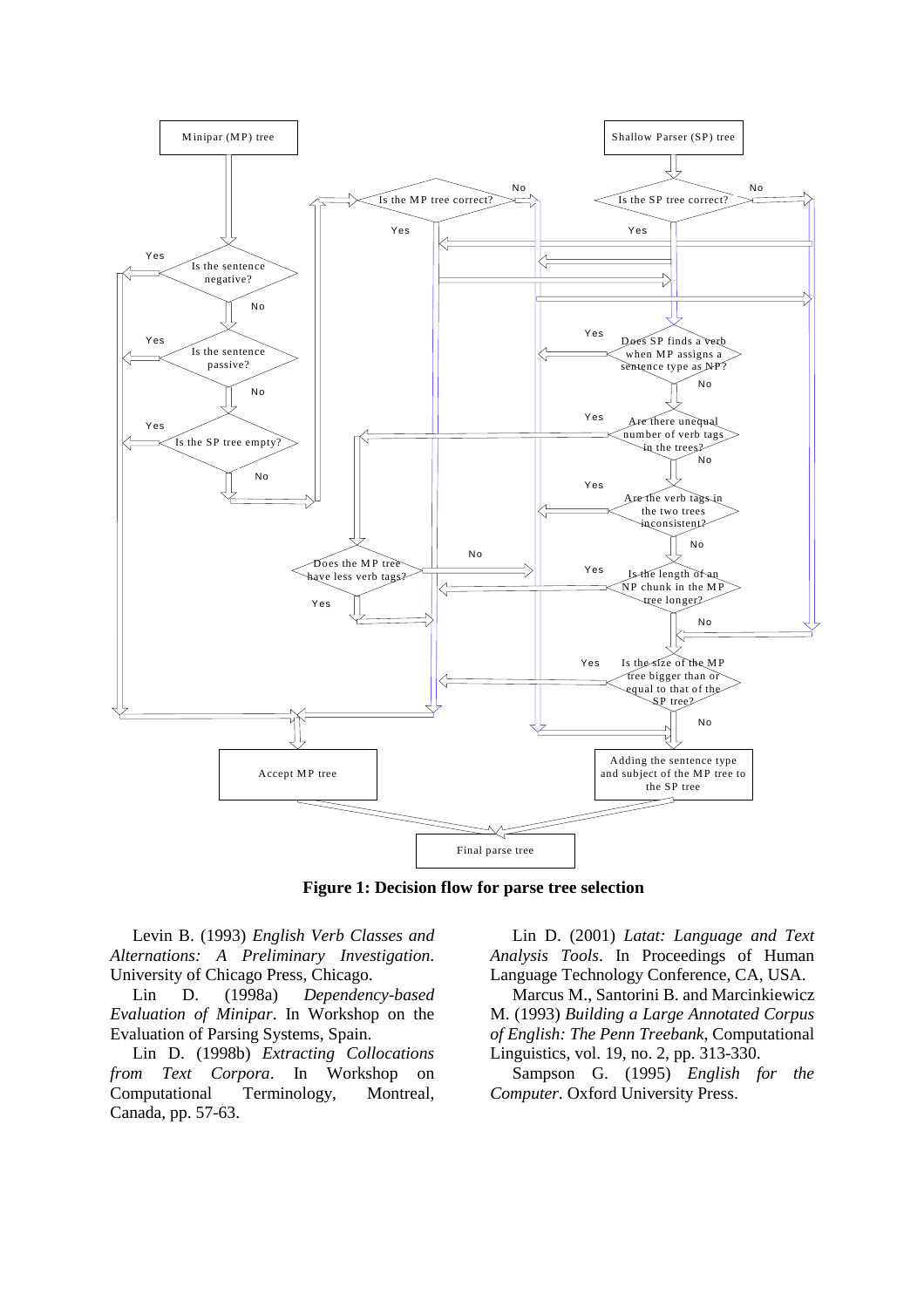Minipar (MP) tree

Shallow Parser (SP) tree

Is the MP tree correct?

No

Yes

Is the SP tree correct?

No

Yes

Yes

Is the sentence negative?

No

Yes

Is the sentence passive?

No

Yes

Is the SP tree empty?

No

Yes

Does SP finds a verb when MP assigns a sentence type as NP?

No

Yes

Are there unequal number of verb tags in the trees?

No

Yes

Are the verb tags in the two trees inconsistent?

No

Does the MP tree have less verb tags?

No

Yes

Yes

Is the length of an NP chunk in the MP tree longer?

No

Yes

Is the size of the MP tree bigger than or equal to that of the SP tree?

No

Accept MP tree

Adding the sentence type and subject of the MP tree to the SP tree

Final parse tree

**Figure 1: Decision flow for parse tree selection**

Levin B. (1993) *English Verb Classes and Alternations: A Preliminary Investigation*. University of Chicago Press, Chicago.

Lin D. (1998a) *Dependency-based Evaluation of Minipar*. In Workshop on the Evaluation of Parsing Systems, Spain.

Lin D. (1998b) *Extracting Collocations from Text Corpora*. In Workshop on Computational Terminology, Montreal, Canada, pp. 57-63.

Lin D. (2001) *Latat: Language and Text Analysis Tools*. In Proceedings of Human Language Technology Conference, CA, USA.

Marcus M., Santorini B. and Marcinkiewicz M. (1993) *Building a Large Annotated Corpus of English: The Penn Treebank*, Computational Linguistics, vol. 19, no. 2, pp. 313-330.

Sampson G. (1995) *English for the Computer*. Oxford University Press.